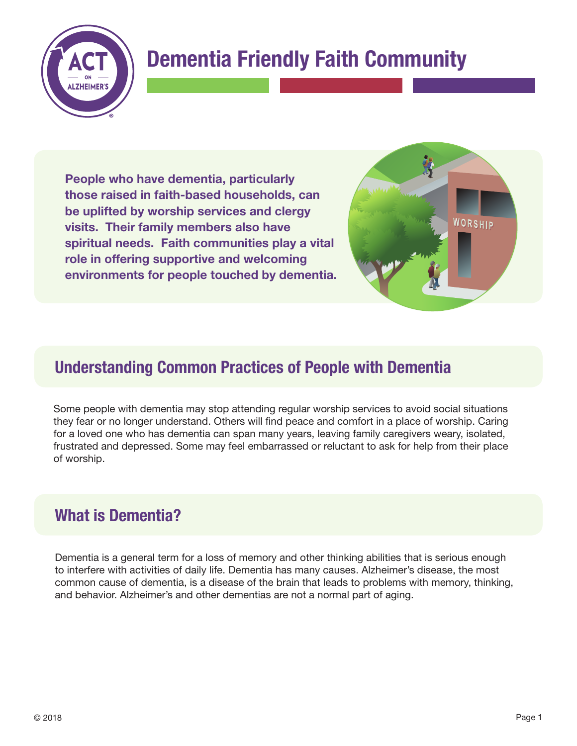# Dementia Friendly Faith Community

**People who have dementia, particularly those raised in faith-based households, can be uplifted by worship services and clergy visits. Their family members also have spiritual needs. Faith communities play a vital role in offering supportive and welcoming environments for people touched by dementia.**

## Understanding Common Practices of People with Dementia

Some people with dementia may stop attending regular worship services to avoid social situations they fear or no longer understand. Others will find peace and comfort in a place of worship. Caring for a loved one who has dementia can span many years, leaving family caregivers weary, isolated, frustrated and depressed. Some may feel embarrassed or reluctant to ask for help from their place of worship.

## What is Dementia?

Dementia is a general term for a loss of memory and other thinking abilities that is serious enough to interfere with activities of daily life. Dementia has many causes. Alzheimer's disease, the most common cause of dementia, is a disease of the brain that leads to problems with memory, thinking, and behavior. Alzheimer's and other dementias are not a normal part of aging.

© 2018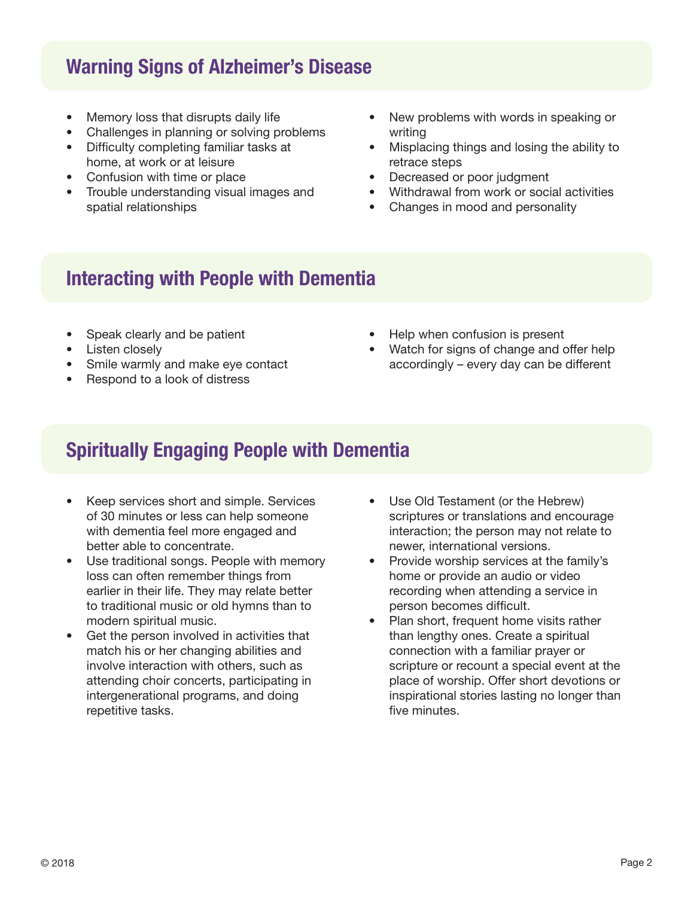## Warning Signs of Alzheimer's Disease

- Memory loss that disrupts daily life
- Challenges in planning or solving problems
- Difficulty completing familiar tasks at home, at work or at leisure
- Confusion with time or place
- Trouble understanding visual images and spatial relationships
- New problems with words in speaking or writing
- Misplacing things and losing the ability to retrace steps
- Decreased or poor judgment
- Withdrawal from work or social activities
- Changes in mood and personality

## Interacting with People with Dementia

- Speak clearly and be patient
- Listen closely
- Smile warmly and make eye contact
- Respond to a look of distress
- Help when confusion is present
- Watch for signs of change and offer help accordingly – every day can be different

## Spiritually Engaging People with Dementia

- Keep services short and simple. Services of 30 minutes or less can help someone with dementia feel more engaged and better able to concentrate.
- Use traditional songs. People with memory loss can often remember things from earlier in their life. They may relate better to traditional music or old hymns than to modern spiritual music.
- Get the person involved in activities that match his or her changing abilities and involve interaction with others, such as attending choir concerts, participating in intergenerational programs, and doing repetitive tasks.
- Use Old Testament (or the Hebrew) scriptures or translations and encourage interaction; the person may not relate to newer, international versions.
- Provide worship services at the family's home or provide an audio or video recording when attending a service in person becomes difficult.
- Plan short, frequent home visits rather than lengthy ones. Create a spiritual connection with a familiar prayer or scripture or recount a special event at the place of worship. Offer short devotions or inspirational stories lasting no longer than five minutes.

© 2018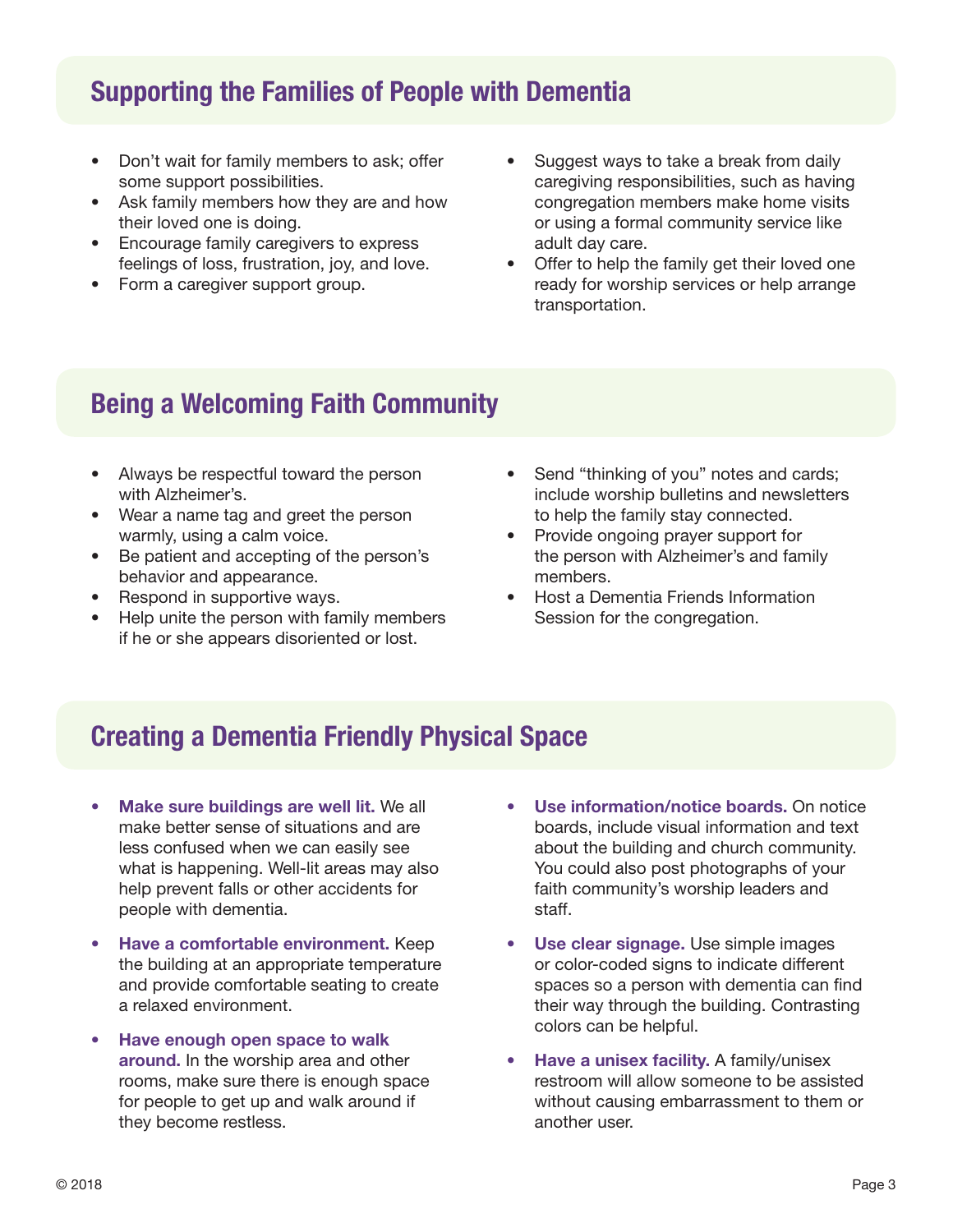## Supporting the Families of People with Dementia

- Don't wait for family members to ask; offer some support possibilities.
- Ask family members how they are and how their loved one is doing.
- Encourage family caregivers to express feelings of loss, frustration, joy, and love.
- Form a caregiver support group.
- Suggest ways to take a break from daily caregiving responsibilities, such as having congregation members make home visits or using a formal community service like adult day care.
- Offer to help the family get their loved one ready for worship services or help arrange transportation.

## Being a Welcoming Faith Community

- Always be respectful toward the person with Alzheimer's.
- Wear a name tag and greet the person warmly, using a calm voice.
- Be patient and accepting of the person's behavior and appearance.
- Respond in supportive ways.
- Help unite the person with family members if he or she appears disoriented or lost.
- Send "thinking of you" notes and cards; include worship bulletins and newsletters to help the family stay connected.
- Provide ongoing prayer support for the person with Alzheimer's and family members.
- Host a Dementia Friends Information Session for the congregation.

## Creating a Dementia Friendly Physical Space

- **Make sure buildings are well lit.** We all make better sense of situations and are less confused when we can easily see what is happening. Well-lit areas may also help prevent falls or other accidents for people with dementia.
- **Have a comfortable environment.** Keep the building at an appropriate temperature and provide comfortable seating to create a relaxed environment.
- **Have enough open space to walk around.** In the worship area and other rooms, make sure there is enough space for people to get up and walk around if they become restless.
- **Use information/notice boards.** On notice boards, include visual information and text about the building and church community. You could also post photographs of your faith community's worship leaders and staff.
- **Use clear signage.** Use simple images or color-coded signs to indicate different spaces so a person with dementia can find their way through the building. Contrasting colors can be helpful.
- **Have a unisex facility.** A family/unisex restroom will allow someone to be assisted without causing embarrassment to them or another user.

© 2018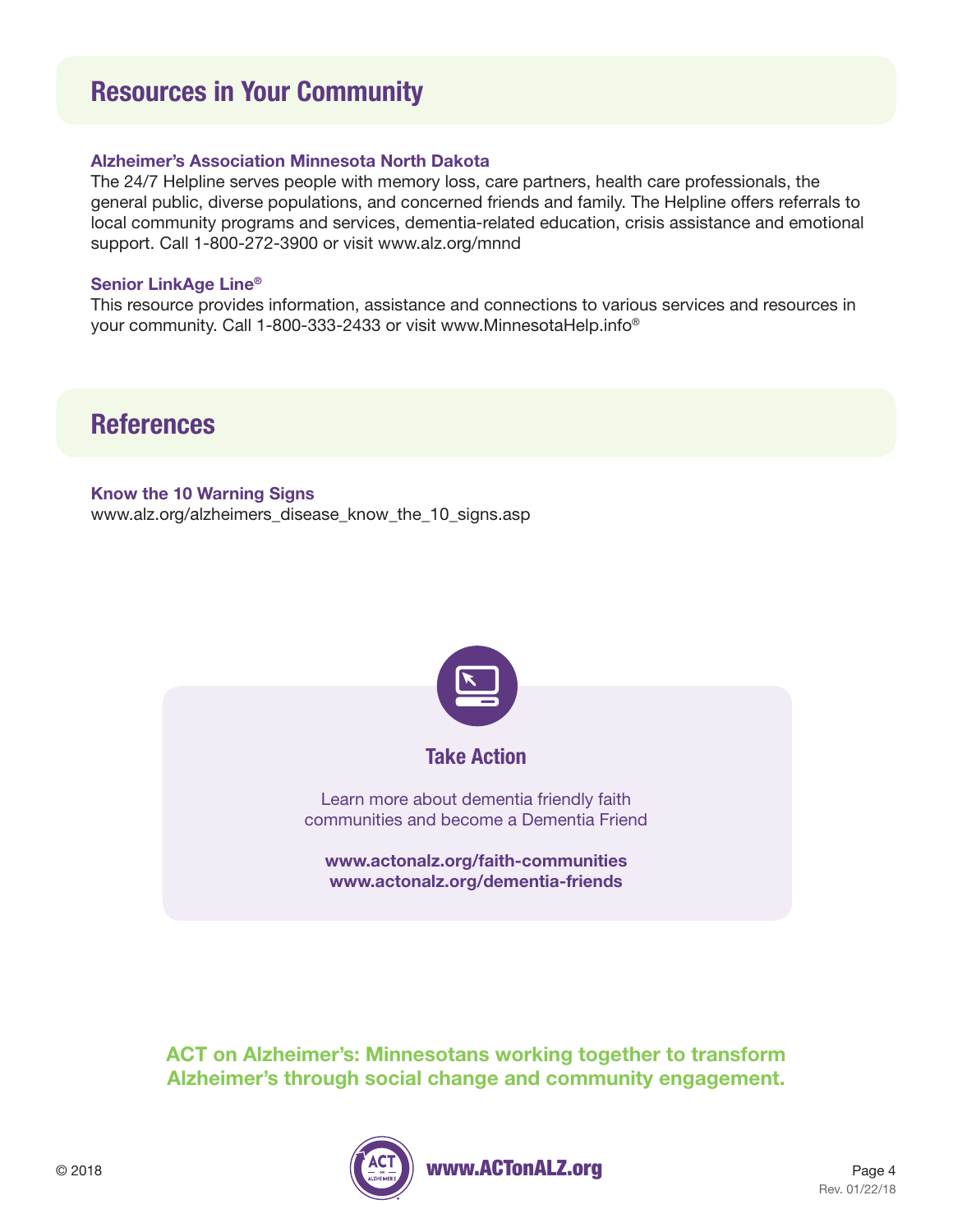## Resources in Your Community

**Alzheimer's Association Minnesota North Dakota**

The 24/7 Helpline serves people with memory loss, care partners, health care professionals, the general public, diverse populations, and concerned friends and family. The Helpline offers referrals to local community programs and services, dementia-related education, crisis assistance and emotional support. Call 1-800-272-3900 or visit www.alz.org/mnnd

**Senior LinkAge Line®**

This resource provides information, assistance and connections to various services and resources in your community. Call 1-800-333-2433 or visit www.MinnesotaHelp.info®

## References

**Know the 10 Warning Signs**

www.alz.org/alzheimers_disease_know_the_10_signs.asp

### Take Action

Learn more about dementia friendly faith communities and become a Dementia Friend

**www.actonalz.org/faith-communities**
**www.actonalz.org/dementia-friends**

**ACT on Alzheimer's: Minnesotans working together to transform Alzheimer's through social change and community engagement.**

© 2018

**www.ACTonALZ.org**

Rev. 01/22/18